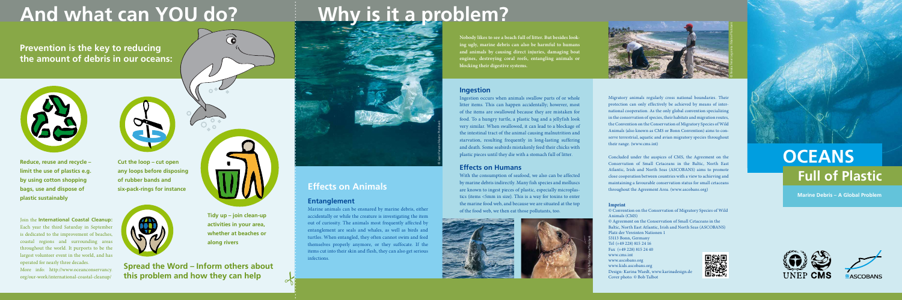# And what can YOU do?

**Prevention is the key to reducing the amount of debris in our oceans:**

**Reduce, reuse and recycle – limit the use of plastics e.g. by using cotton shopping bags, use and dispose of plastic sustainably**

**Cut the loop – cut open any loops before disposing of rubber bands and six-pack-rings for instance**

**Tidy up – join clean-up activities in your area, whether at beaches or along rivers**

Join the **International Coastal Cleanup:** Each year the third Saturday in September is dedicated to the improvement of beaches, coastal regions and surrounding areas throughout the world. It purports to be the largest volunteer event in the world, and has operated for nearly three decades.
More info: http://www.oceanconservancy.org/our-work/international-coastal-cleanup/

**Spread the Word – Inform others about this problem and how they can help**

# Why is it a problem?

**Nobody likes to see a beach full of litter. But besides looking ugly, marine debris can also be harmful to humans and animals by causing direct injuries, damaging boat engines, destroying coral reefs, entangling animals or blocking their digestive systems.**

## Effects on Animals

### Entanglement

Marine animals can be ensnared by marine debris, either accidentally or while the creature is investigating the item out of curiosity. The animals most frequently affected by entanglement are seals and whales, as well as birds and turtles. When entangled, they often cannot swim and feed themselves properly anymore, or they suffocate. If the items cut into their skin and flesh, they can also get serious infections.

### Ingestion

Ingestion occurs when animals swallow parts of or whole litter items. This can happen accidentally; however, most of the items are swallowed because they are mistaken for food. To a hungry turtle, a plastic bag and a jellyfish look very similar. When swallowed, it can lead to a blockage of the intestinal tract of the animal causing malnutrition and starvation, resulting frequently in long-lasting suffering and death. Some seabirds mistakenly feed their chicks with plastic pieces until they die with a stomach full of litter.

### Effects on Humans

With the consumption of seafood, we also can be affected by marine debris indirectly. Many fish species and molluscs are known to ingest pieces of plastic, especially microplastics (items <5mm in size). This is a way for toxins to enter the marine food web, and because we are situated at the top of the food web, we then eat those pollutants, too.

Migratory animals regularly cross national boundaries. Their protection can only effectively be achieved by means of international cooperation. As the only global convention specializing in the conservation of species, their habitats and migration routes, the Convention on the Conservation of Migratory Species of Wild Animals (also known as CMS or Bonn Convention) aims to conserve terrestrial, aquatic and avian migratory species throughout their range. (www.cms.int)

Concluded under the auspices of CMS, the Agreement on the Conservation of Small Cetaceans in the Baltic, North East Atlantic, Irish and North Seas (ASCOBANS) aims to promote close cooperation between countries with a view to achieving and maintaining a favourable conservation status for small cetaceans throughout the Agreement Area. (www.ascobans.org)

**Imprint**

© Convention on the Conservation of Migratory Species of Wild Animals (CMS)
© Agreement on the Conservation of Small Cetaceans in the Baltic, North East Atlantic, Irish and North Seas (ASCOBANS)
Platz der Vereinten Nationen 1
53113 Bonn, Germany
Tel (+49 228) 815 24 16
Fax (+49 228) 815 24 40
www.cms.int
www.ascobans.org
www.kids.ascobans.org
Design: Karina Waedt, www.karinadesign.de
Cover photo: © Bob Talbot

# OCEANS
## Full of Plastic

**Marine Debris – A Global Problem**

UNEP CMS ASCOBANS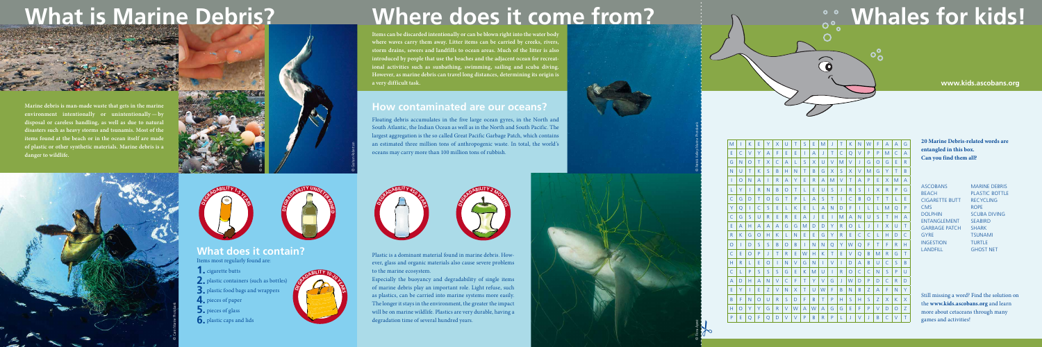# What is Marine Debris?

Marine debris is man-made waste that gets in the marine environment intentionally or unintentionally – by disposal or careless handling, as well as due to natural disasters such as heavy storms and tsunamis. Most of the items found at the beach or in the ocean itself are made of plastic or other synthetic materials. Marine debris is a danger to wildlife.

DEGRADABILITY 1-5 YEARS

DEGRADABILITY UNDETERMINED

## What does it contain?

Items most regularly found are:

1. cigarette butts
2. plastic containers (such as bottles)
3. plastic food bags and wrappers
4. pieces of paper
5. pieces of glass
6. plastic caps and lids

DEGRADABILITY 10-20 YEARS

# Where does it come from?

**Items can be discarded intentionally or can be blown right into the water body where waves carry them away. Litter items can be carried by creeks, rivers, storm drains, sewers and landfills to ocean areas. Much of the litter is also introduced by people that use the beaches and the adjacent ocean for recreational activities such as sunbathing, swimming, sailing and scuba diving. However, as marine debris can travel long distances, determining its origin is a very difficult task.**

## How contaminated are our oceans?

Floating debris accumulates in the five large ocean gyres, in the North and South Atlantic, the Indian Ocean as well as in the North and South Pacific. The largest aggregation is the so called Great Pacific Garbage Patch, which contains an estimated three million tons of anthropogenic waste. In total, the world's oceans may carry more than 100 million tons of rubbish.

DEGRADABILITY 450 YEARS

DEGRADABILITY 2 MONTHS

Plastic is a dominant material found in marine debris. However, glass and organic materials also cause severe problems to the marine ecosystem.

Especially the buoyancy and degradability of single items of marine debris play an important role. Light refuse, such as plastics, can be carried into marine systems more easily. The longer it stays in the environment, the greater the impact will be on marine wildlife. Plastics are very durable, having a degradation time of several hundred years.

# Whales for kids!

**www.kids.ascobans.org**

| | | | | | | | | | | | | | | | | | | | |
|---|---|---|---|---|---|---|---|---|---|---|---|---|---|---|---|---|---|---|---|
| M | I | K | E | Y | X | U | T | S | E | M | J | T | K | N | W | F | A | A | G |
| E | C | V | Y | A | F | E | E | I | A | J | T | C | Q | V | P | P | M | C | A |
| G | N | O | T | X | C | A | L | S | X | U | V | M | V | J | G | O | G | E | R |
| N | U | T | K | S | B | H | N | T | B | G | X | S | X | V | M | G | Y | T | B |
| I | O | N | A | I | R | A | Y | E | R | A | M | V | T | A | P | E | X | M | A |
| L | Y | I | R | N | B | D | T | L | E | U | S | J | R | S | I | X | R | P | G |
| C | G | D | T | O | G | T | P | L | A | S | T | I | C | B | O | T | T | L | E |
| Y | Q | I | C | S | E | L | K | E | L | A | N | D | F | I | L | L | M | Q | P |
| C | G | S | U | R | E | R | E | A | J | E | I | M | A | N | U | S | T | H | A |
| E | A | H | A | A | A | G | G | M | D | D | Y | R | O | L | J | I | X | U | T |
| R | K | G | O | H | K | L | N | E | E | G | Y | R | E | C | C | L | H | D | C |
| O | I | D | S | S | B | O | B | I | N | N | Q | Y | W | Q | F | T | F | R | H |
| C | E | O | P | J | T | R | E | W | H | K | T | E | V | Q | B | M | R | G | T |
| H | R | L | E | O | I | N | V | G | N | I | V | I | D | A | B | U | C | S | B |
| C | L | P | S | S | S | G | E | K | M | U | I | R | O | C | C | N | S | P | U |
| A | D | H | A | N | V | C | F | T | Y | V | G | J | W | D | P | D | C | R | D |
| E | Y | I | E | Z | V | N | X | T | U | W | F | B | N | B | Z | A | F | N | Y |
| B | F | N | O | U | R | S | D | F | B | T | P | H | S | H | S | Z | X | K | X |
| H | O | Y | Y | G | R | V | W | A | W | A | G | G | E | F | P | V | D | O | Z |
| P | E | Q | F | Q | D | V | V | P | B | R | P | L | J | V | J | B | C | V | T |

**20 Marine Debris-related words are entangled in this box. Can you find them all?**

ASCOBANS
BEACH
CIGARETTE BUTT
CMS
DOLPHIN
ENTANGLEMENT
GARBAGE PATCH
GYRE
INGESTION
LANDFILL
MARINE DEBRIS
PLASTIC BOTTLE
RECYCLING
ROPE
SCUBA DIVING
SEABIRD
SHARK
TSUNAMI
TURTLE
GHOST NET

Still missing a word? Find the solution on the **www.kids.ascobans.org** and learn more about cetaceans through many games and activities!